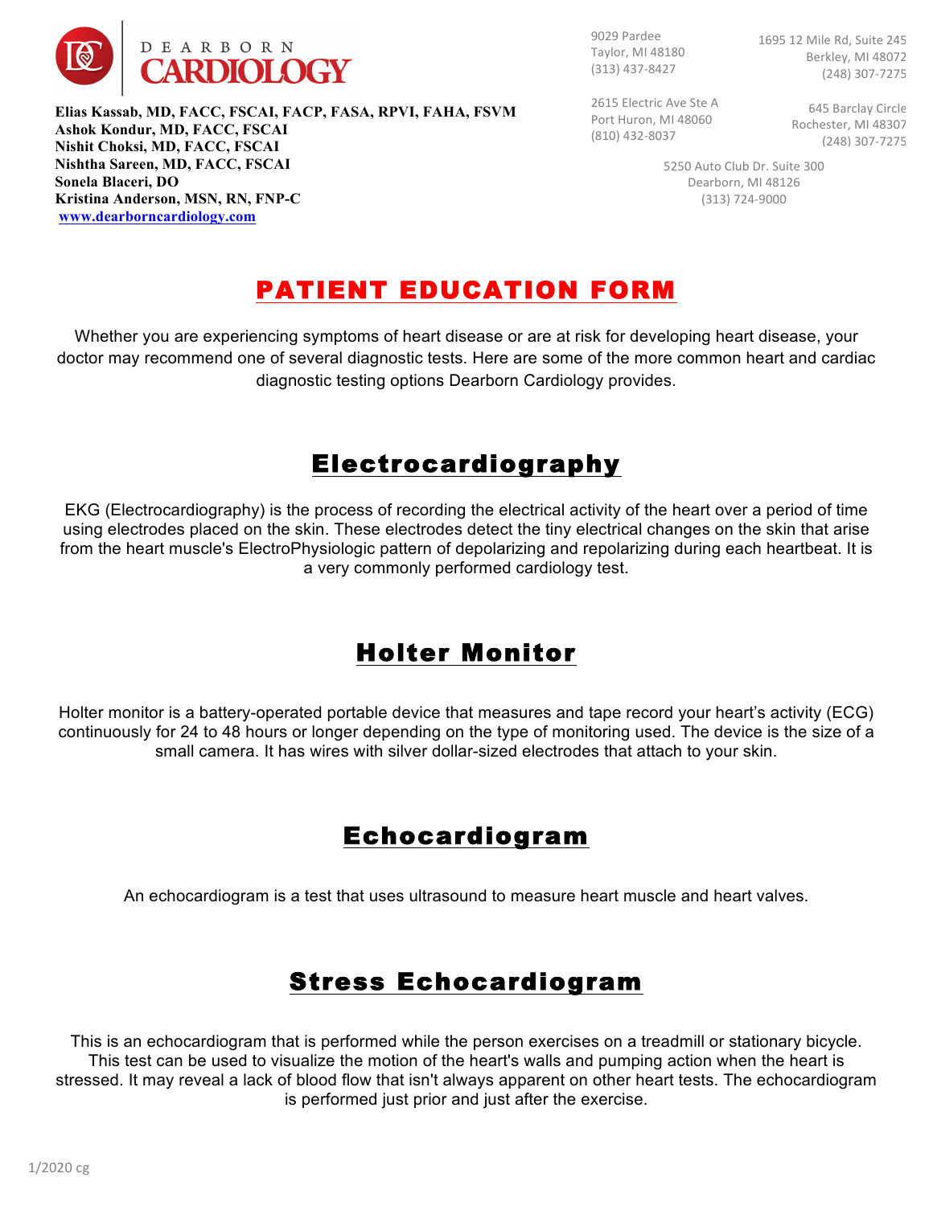DEARBORN CARDIOLOGY

**Elias Kassab, MD, FACC, FSCAI, FACP, FASA, RPVI, FAHA, FSVM**
**Ashok Kondur, MD, FACC, FSCAI**
**Nishit Choksi, MD, FACC, FSCAI**
**Nishtha Sareen, MD, FACC, FSCAI**
**Sonela Blaceri, DO**
**Kristina Anderson, MSN, RN, FNP-C**
**www.dearborncardiology.com**

9029 Pardee
Taylor, MI 48180
(313) 437-8427

1695 12 Mile Rd, Suite 245
Berkley, MI 48072
(248) 307-7275

2615 Electric Ave Ste A
Port Huron, MI 48060
(810) 432-8037

645 Barclay Circle
Rochester, MI 48307
(248) 307-7275

5250 Auto Club Dr. Suite 300
Dearborn, MI 48126
(313) 724-9000

# PATIENT EDUCATION FORM

Whether you are experiencing symptoms of heart disease or are at risk for developing heart disease, your doctor may recommend one of several diagnostic tests. Here are some of the more common heart and cardiac diagnostic testing options Dearborn Cardiology provides.

## Electrocardiography

EKG (Electrocardiography) is the process of recording the electrical activity of the heart over a period of time using electrodes placed on the skin. These electrodes detect the tiny electrical changes on the skin that arise from the heart muscle's ElectroPhysiologic pattern of depolarizing and repolarizing during each heartbeat. It is a very commonly performed cardiology test.

## Holter Monitor

Holter monitor is a battery-operated portable device that measures and tape record your heart's activity (ECG) continuously for 24 to 48 hours or longer depending on the type of monitoring used. The device is the size of a small camera. It has wires with silver dollar-sized electrodes that attach to your skin.

## Echocardiogram

An echocardiogram is a test that uses ultrasound to measure heart muscle and heart valves.

## Stress Echocardiogram

This is an echocardiogram that is performed while the person exercises on a treadmill or stationary bicycle. This test can be used to visualize the motion of the heart's walls and pumping action when the heart is stressed. It may reveal a lack of blood flow that isn't always apparent on other heart tests. The echocardiogram is performed just prior and just after the exercise.

1/2020 cg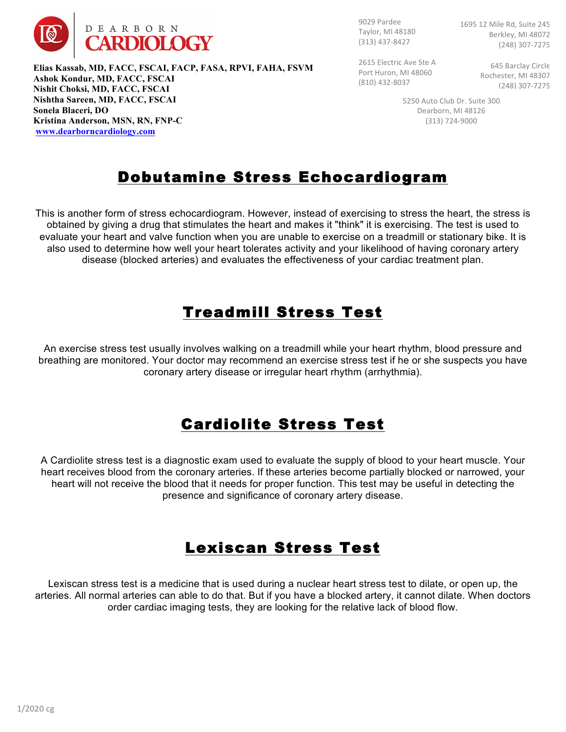DEARBORN CARDIOLOGY

**Elias Kassab, MD, FACC, FSCAI, FACP, FASA, RPVI, FAHA, FSVM**
**Ashok Kondur, MD, FACC, FSCAI**
**Nishit Choksi, MD, FACC, FSCAI**
**Nishtha Sareen, MD, FACC, FSCAI**
**Sonela Blaceri, DO**
**Kristina Anderson, MSN, RN, FNP-C**
[www.dearborncardiology.com](http://www.dearborncardiology.com)

9029 Pardee
Taylor, MI 48180
(313) 437-8427

1695 12 Mile Rd, Suite 245
Berkley, MI 48072
(248) 307-7275

2615 Electric Ave Ste A
Port Huron, MI 48060
(810) 432-8037

645 Barclay Circle
Rochester, MI 48307
(248) 307-7275

5250 Auto Club Dr. Suite 300
Dearborn, MI 48126
(313) 724-9000

## Dobutamine Stress Echocardiogram

This is another form of stress echocardiogram. However, instead of exercising to stress the heart, the stress is obtained by giving a drug that stimulates the heart and makes it "think" it is exercising. The test is used to evaluate your heart and valve function when you are unable to exercise on a treadmill or stationary bike. It is also used to determine how well your heart tolerates activity and your likelihood of having coronary artery disease (blocked arteries) and evaluates the effectiveness of your cardiac treatment plan.

## Treadmill Stress Test

An exercise stress test usually involves walking on a treadmill while your heart rhythm, blood pressure and breathing are monitored. Your doctor may recommend an exercise stress test if he or she suspects you have coronary artery disease or irregular heart rhythm (arrhythmia).

## Cardiolite Stress Test

A Cardiolite stress test is a diagnostic exam used to evaluate the supply of blood to your heart muscle. Your heart receives blood from the coronary arteries. If these arteries become partially blocked or narrowed, your heart will not receive the blood that it needs for proper function. This test may be useful in detecting the presence and significance of coronary artery disease.

## Lexiscan Stress Test

Lexiscan stress test is a medicine that is used during a nuclear heart stress test to dilate, or open up, the arteries. All normal arteries can able to do that. But if you have a blocked artery, it cannot dilate. When doctors order cardiac imaging tests, they are looking for the relative lack of blood flow.

1/2020 cg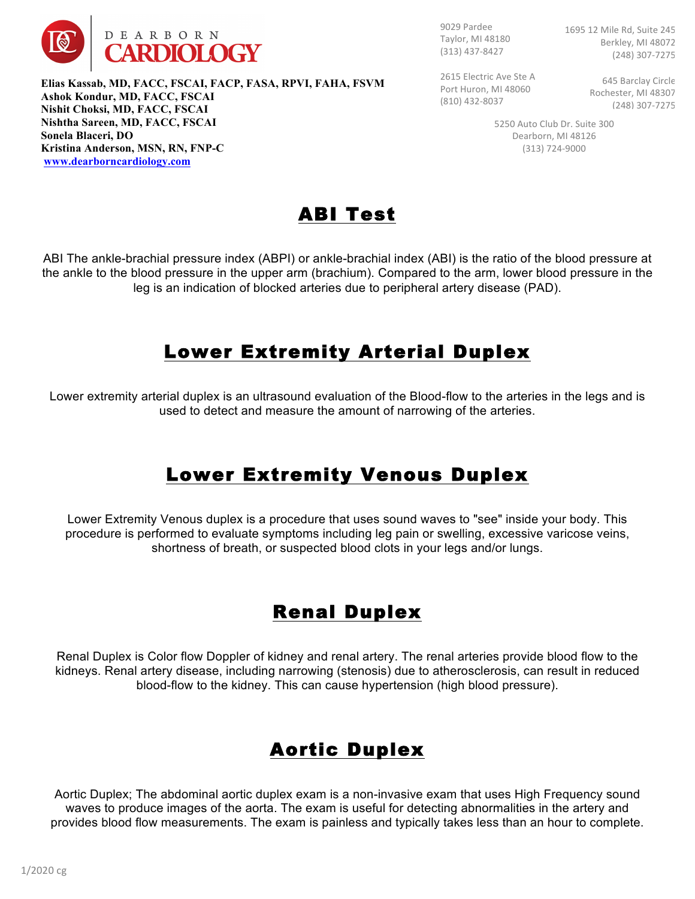DEARBORN CARDIOLOGY

**Elias Kassab, MD, FACC, FSCAI, FACP, FASA, RPVI, FAHA, FSVM**
**Ashok Kondur, MD, FACC, FSCAI**
**Nishit Choksi, MD, FACC, FSCAI**
**Nishtha Sareen, MD, FACC, FSCAI**
**Sonela Blaceri, DO**
**Kristina Anderson, MSN, RN, FNP-C**
**[www.dearborncardiology.com](http://www.dearborncardiology.com)**

9029 Pardee
Taylor, MI 48180
(313) 437-8427

1695 12 Mile Rd, Suite 245
Berkley, MI 48072
(248) 307-7275

2615 Electric Ave Ste A
Port Huron, MI 48060
(810) 432-8037

645 Barclay Circle
Rochester, MI 48307
(248) 307-7275

5250 Auto Club Dr. Suite 300
Dearborn, MI 48126
(313) 724-9000

# ABI Test

ABI The ankle-brachial pressure index (ABPI) or ankle-brachial index (ABI) is the ratio of the blood pressure at the ankle to the blood pressure in the upper arm (brachium). Compared to the arm, lower blood pressure in the leg is an indication of blocked arteries due to peripheral artery disease (PAD).

# Lower Extremity Arterial Duplex

Lower extremity arterial duplex is an ultrasound evaluation of the Blood-flow to the arteries in the legs and is used to detect and measure the amount of narrowing of the arteries.

# Lower Extremity Venous Duplex

Lower Extremity Venous duplex is a procedure that uses sound waves to "see" inside your body. This procedure is performed to evaluate symptoms including leg pain or swelling, excessive varicose veins, shortness of breath, or suspected blood clots in your legs and/or lungs.

# Renal Duplex

Renal Duplex is Color flow Doppler of kidney and renal artery. The renal arteries provide blood flow to the kidneys. Renal artery disease, including narrowing (stenosis) due to atherosclerosis, can result in reduced blood-flow to the kidney. This can cause hypertension (high blood pressure).

# Aortic Duplex

Aortic Duplex; The abdominal aortic duplex exam is a non-invasive exam that uses High Frequency sound waves to produce images of the aorta. The exam is useful for detecting abnormalities in the artery and provides blood flow measurements. The exam is painless and typically takes less than an hour to complete.

1/2020 cg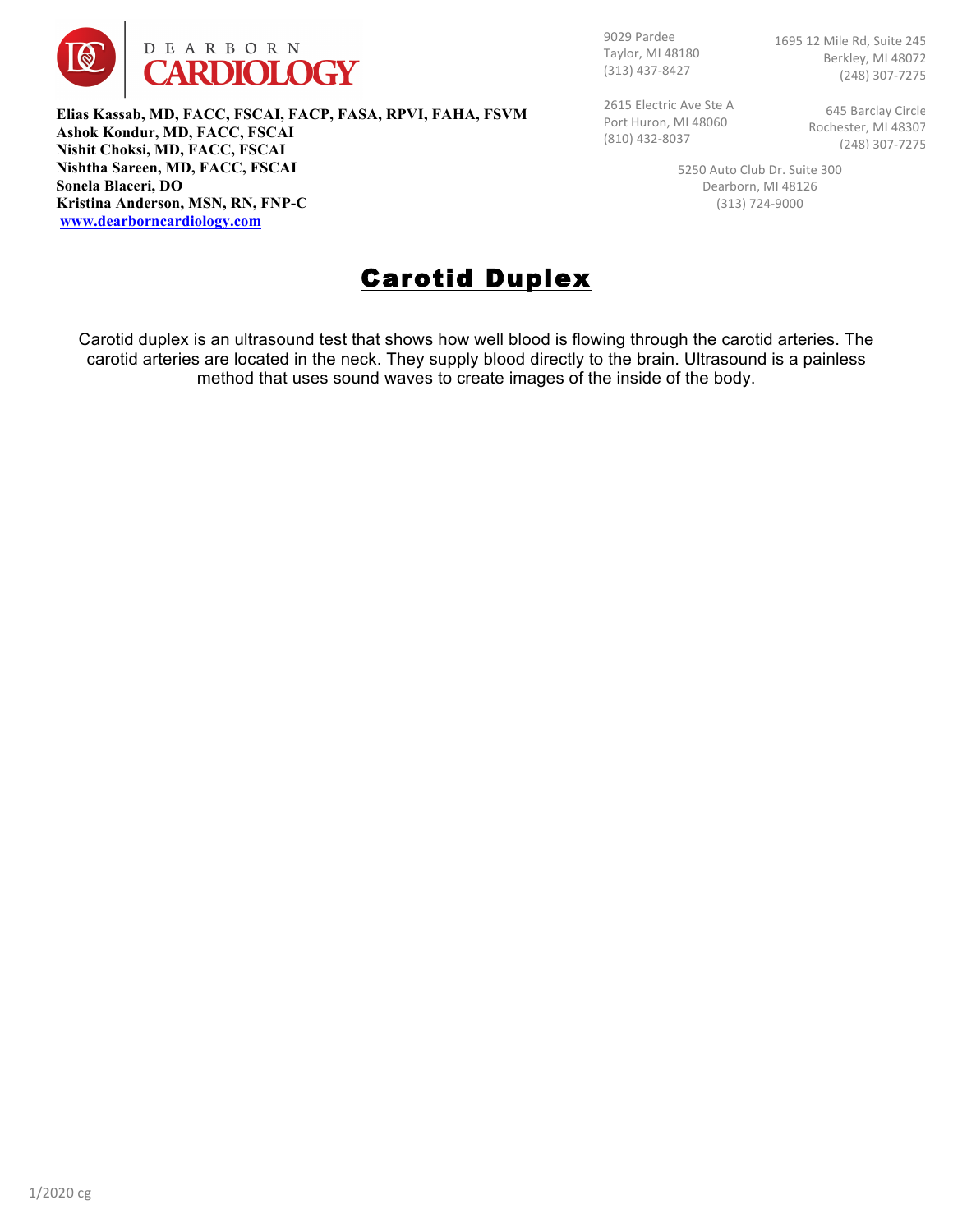DEARBORN CARDIOLOGY

**Elias Kassab, MD, FACC, FSCAI, FACP, FASA, RPVI, FAHA, FSVM**
**Ashok Kondur, MD, FACC, FSCAI**
**Nishit Choksi, MD, FACC, FSCAI**
**Nishtha Sareen, MD, FACC, FSCAI**
**Sonela Blaceri, DO**
**Kristina Anderson, MSN, RN, FNP-C**
[www.dearborncardiology.com](www.dearborncardiology.com)

9029 Pardee
Taylor, MI 48180
(313) 437-8427

1695 12 Mile Rd, Suite 245
Berkley, MI 48072
(248) 307-7275

2615 Electric Ave Ste A
Port Huron, MI 48060
(810) 432-8037

645 Barclay Circle
Rochester, MI 48307
(248) 307-7275

5250 Auto Club Dr. Suite 300
Dearborn, MI 48126
(313) 724-9000

# Carotid Duplex

Carotid duplex is an ultrasound test that shows how well blood is flowing through the carotid arteries. The carotid arteries are located in the neck. They supply blood directly to the brain. Ultrasound is a painless method that uses sound waves to create images of the inside of the body.

1/2020 cg